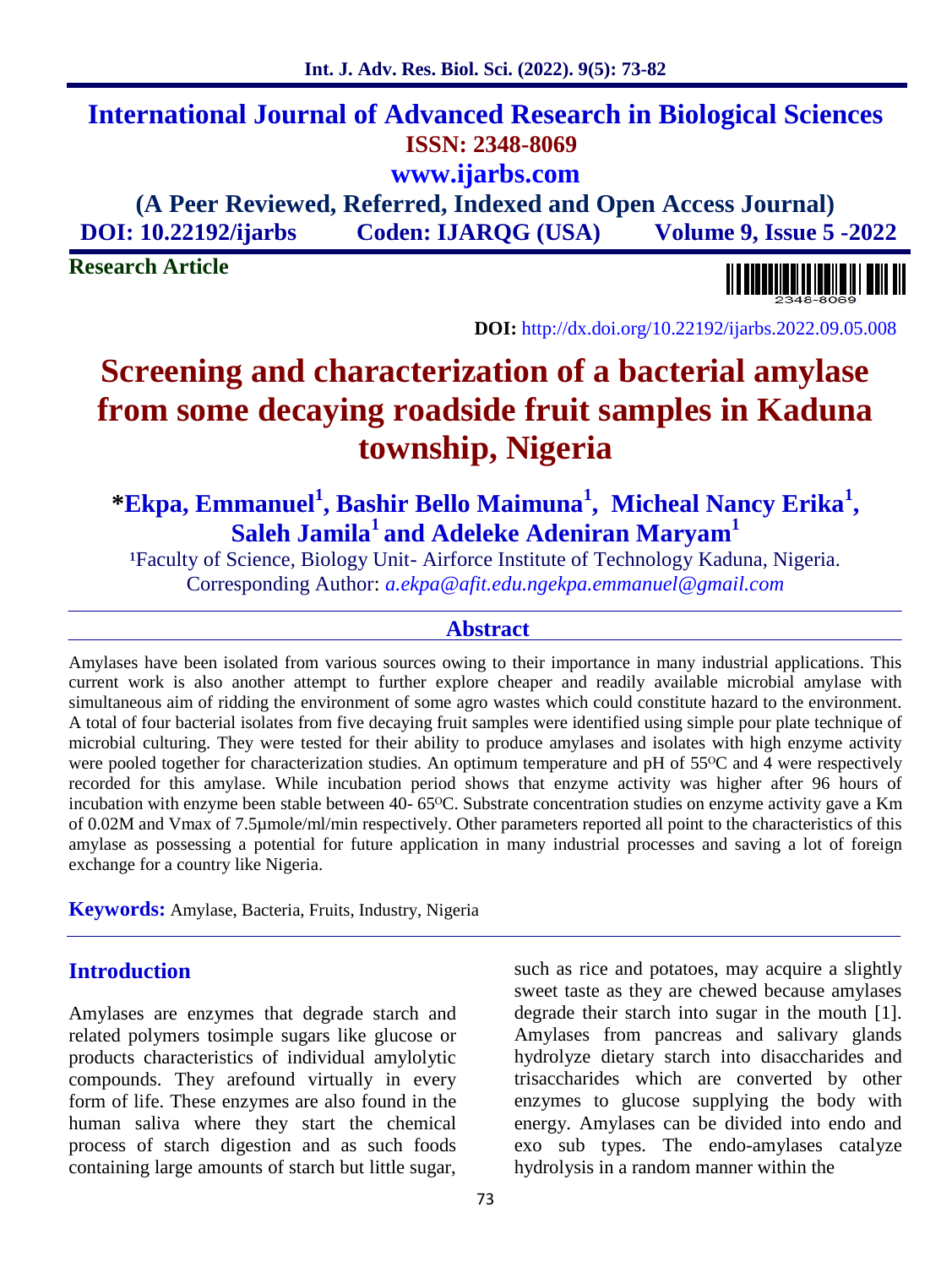# International Journal of Advanced Research in Biological Sciences

**ISSN: 2348-8069**

**www.ijarbs.com**

**(A Peer Reviewed, Referred, Indexed and Open Access Journal)**

**DOI: 10.22192/ijarbs Coden: IJARQG (USA) Volume 9, Issue 5 -2022**

**Research Article**

**DOI:** http://dx.doi.org/10.22192/ijarbs.2022.09.05.008

# Screening and characterization of a bacterial amylase from some decaying roadside fruit samples in Kaduna township, Nigeria

**\*Ekpa, Emmanuel[1], Bashir Bello Maimuna[1], Micheal Nancy Erika[1], Saleh Jamila[1] and Adeleke Adeniran Maryam[1]**

[1]Faculty of Science, Biology Unit- Airforce Institute of Technology Kaduna, Nigeria.
Corresponding Author: *a.ekpa@afit.edu.ngekpa.emmanuel@gmail.com*

## Abstract

Amylases have been isolated from various sources owing to their importance in many industrial applications. This current work is also another attempt to further explore cheaper and readily available microbial amylase with simultaneous aim of ridding the environment of some agro wastes which could constitute hazard to the environment. A total of four bacterial isolates from five decaying fruit samples were identified using simple pour plate technique of microbial culturing. They were tested for their ability to produce amylases and isolates with high enzyme activity were pooled together for characterization studies. An optimum temperature and pH of 55$^{O}$C and 4 were respectively recorded for this amylase. While incubation period shows that enzyme activity was higher after 96 hours of incubation with enzyme been stable between 40- 65$^{O}$C. Substrate concentration studies on enzyme activity gave a Km of 0.02M and Vmax of 7.5µmole/ml/min respectively. Other parameters reported all point to the characteristics of this amylase as possessing a potential for future application in many industrial processes and saving a lot of foreign exchange for a country like Nigeria.

**Keywords:** Amylase, Bacteria, Fruits, Industry, Nigeria

## Introduction

Amylases are enzymes that degrade starch and related polymers tosimple sugars like glucose or products characteristics of individual amylolytic compounds. They arefound virtually in every form of life. These enzymes are also found in the human saliva where they start the chemical process of starch digestion and as such foods containing large amounts of starch but little sugar, such as rice and potatoes, may acquire a slightly sweet taste as they are chewed because amylases degrade their starch into sugar in the mouth [1]. Amylases from pancreas and salivary glands hydrolyze dietary starch into disaccharides and trisaccharides which are converted by other enzymes to glucose supplying the body with energy. Amylases can be divided into endo and exo sub types. The endo-amylases catalyze hydrolysis in a random manner within the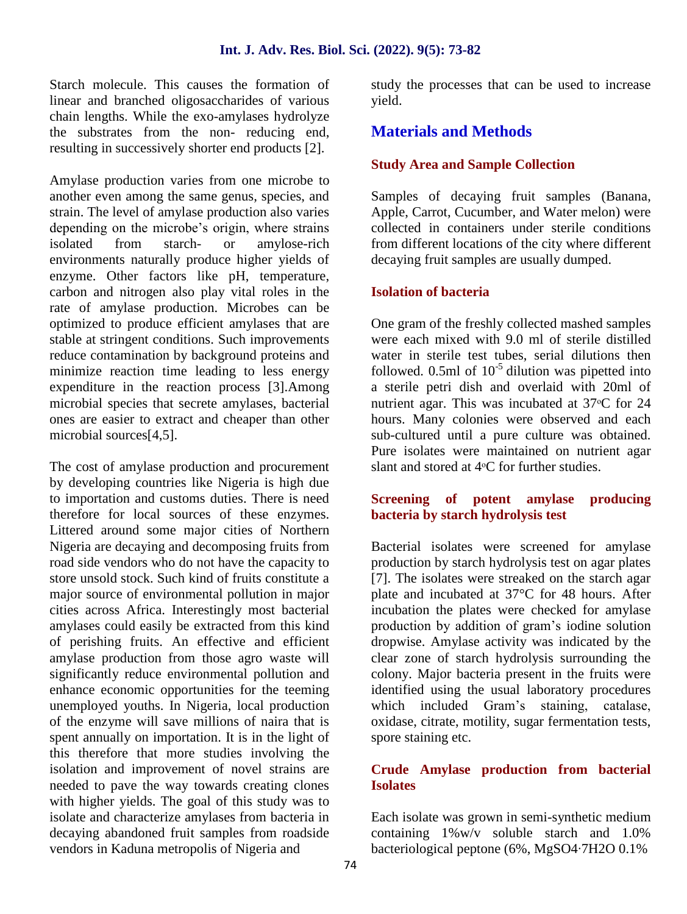Starch molecule. This causes the formation of linear and branched oligosaccharides of various chain lengths. While the exo-amylases hydrolyze the substrates from the non- reducing end, resulting in successively shorter end products [2].

Amylase production varies from one microbe to another even among the same genus, species, and strain. The level of amylase production also varies depending on the microbe's origin, where strains isolated from starch- or amylose-rich environments naturally produce higher yields of enzyme. Other factors like pH, temperature, carbon and nitrogen also play vital roles in the rate of amylase production. Microbes can be optimized to produce efficient amylases that are stable at stringent conditions. Such improvements reduce contamination by background proteins and minimize reaction time leading to less energy expenditure in the reaction process [3].Among microbial species that secrete amylases, bacterial ones are easier to extract and cheaper than other microbial sources[4,5].

The cost of amylase production and procurement by developing countries like Nigeria is high due to importation and customs duties. There is need therefore for local sources of these enzymes. Littered around some major cities of Northern Nigeria are decaying and decomposing fruits from road side vendors who do not have the capacity to store unsold stock. Such kind of fruits constitute a major source of environmental pollution in major cities across Africa. Interestingly most bacterial amylases could easily be extracted from this kind of perishing fruits. An effective and efficient amylase production from those agro waste will significantly reduce environmental pollution and enhance economic opportunities for the teeming unemployed youths. In Nigeria, local production of the enzyme will save millions of naira that is spent annually on importation. It is in the light of this therefore that more studies involving the isolation and improvement of novel strains are needed to pave the way towards creating clones with higher yields. The goal of this study was to isolate and characterize amylases from bacteria in decaying abandoned fruit samples from roadside vendors in Kaduna metropolis of Nigeria and study the processes that can be used to increase yield.

## Materials and Methods

### Study Area and Sample Collection

Samples of decaying fruit samples (Banana, Apple, Carrot, Cucumber, and Water melon) were collected in containers under sterile conditions from different locations of the city where different decaying fruit samples are usually dumped.

### Isolation of bacteria

One gram of the freshly collected mashed samples were each mixed with 9.0 ml of sterile distilled water in sterile test tubes, serial dilutions then followed. 0.5ml of $10^{-5}$ dilution was pipetted into a sterile petri dish and overlaid with 20ml of nutrient agar. This was incubated at 37°C for 24 hours. Many colonies were observed and each sub-cultured until a pure culture was obtained. Pure isolates were maintained on nutrient agar slant and stored at 4°C for further studies.

### Screening of potent amylase producing bacteria by starch hydrolysis test

Bacterial isolates were screened for amylase production by starch hydrolysis test on agar plates [7]. The isolates were streaked on the starch agar plate and incubated at 37°C for 48 hours. After incubation the plates were checked for amylase production by addition of gram's iodine solution dropwise. Amylase activity was indicated by the clear zone of starch hydrolysis surrounding the colony. Major bacteria present in the fruits were identified using the usual laboratory procedures which included Gram's staining, catalase, oxidase, citrate, motility, sugar fermentation tests, spore staining etc.

### Crude Amylase production from bacterial Isolates

Each isolate was grown in semi-synthetic medium containing 1%w/v soluble starch and 1.0% bacteriological peptone (6%, $MgSO_4 \cdot 7H_2O$ 0.1%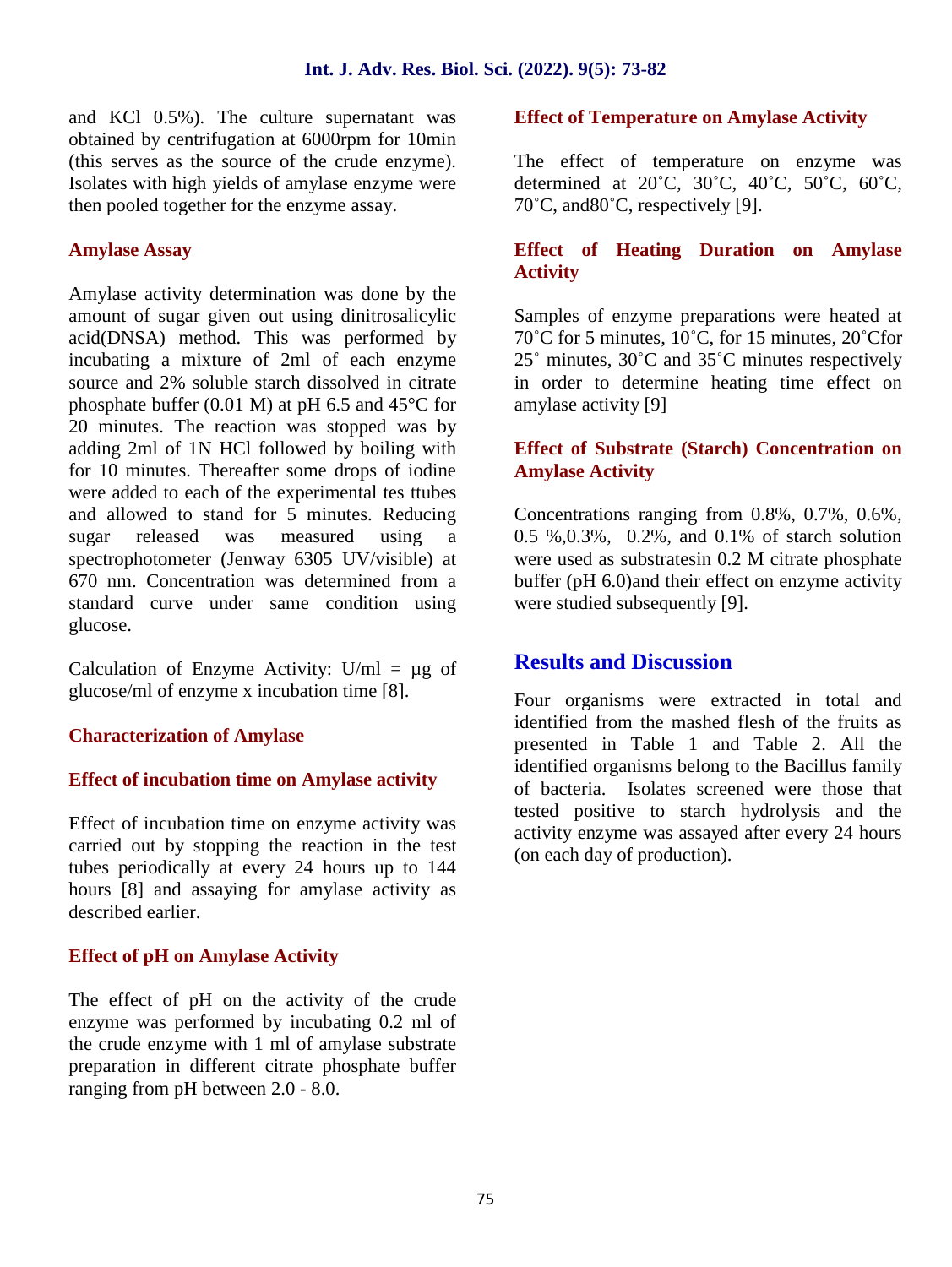and KCl 0.5%). The culture supernatant was obtained by centrifugation at 6000rpm for 10min (this serves as the source of the crude enzyme). Isolates with high yields of amylase enzyme were then pooled together for the enzyme assay.

### Amylase Assay

Amylase activity determination was done by the amount of sugar given out using dinitrosalicylic acid(DNSA) method. This was performed by incubating a mixture of 2ml of each enzyme source and 2% soluble starch dissolved in citrate phosphate buffer (0.01 M) at pH 6.5 and 45°C for 20 minutes. The reaction was stopped was by adding 2ml of 1N HCl followed by boiling with for 10 minutes. Thereafter some drops of iodine were added to each of the experimental tes ttubes and allowed to stand for 5 minutes. Reducing sugar released was measured using a spectrophotometer (Jenway 6305 UV/visible) at 670 nm. Concentration was determined from a standard curve under same condition using glucose.

Calculation of Enzyme Activity: U/ml = μg of glucose/ml of enzyme x incubation time [8].

### Characterization of Amylase

### Effect of incubation time on Amylase activity

Effect of incubation time on enzyme activity was carried out by stopping the reaction in the test tubes periodically at every 24 hours up to 144 hours [8] and assaying for amylase activity as described earlier.

### Effect of pH on Amylase Activity

The effect of pH on the activity of the crude enzyme was performed by incubating 0.2 ml of the crude enzyme with 1 ml of amylase substrate preparation in different citrate phosphate buffer ranging from pH between 2.0 - 8.0.

### Effect of Temperature on Amylase Activity

The effect of temperature on enzyme was determined at 20˚C, 30˚C, 40˚C, 50˚C, 60˚C, 70˚C, and80˚C, respectively [9].

### Effect of Heating Duration on Amylase Activity

Samples of enzyme preparations were heated at 70˚C for 5 minutes, 10˚C, for 15 minutes, 20˚Cfor 25˚ minutes, 30˚C and 35˚C minutes respectively in order to determine heating time effect on amylase activity [9]

### Effect of Substrate (Starch) Concentration on Amylase Activity

Concentrations ranging from 0.8%, 0.7%, 0.6%, 0.5 %,0.3%, 0.2%, and 0.1% of starch solution were used as substratesin 0.2 M citrate phosphate buffer (pH 6.0)and their effect on enzyme activity were studied subsequently [9].

## Results and Discussion

Four organisms were extracted in total and identified from the mashed flesh of the fruits as presented in Table 1 and Table 2. All the identified organisms belong to the Bacillus family of bacteria. Isolates screened were those that tested positive to starch hydrolysis and the activity enzyme was assayed after every 24 hours (on each day of production).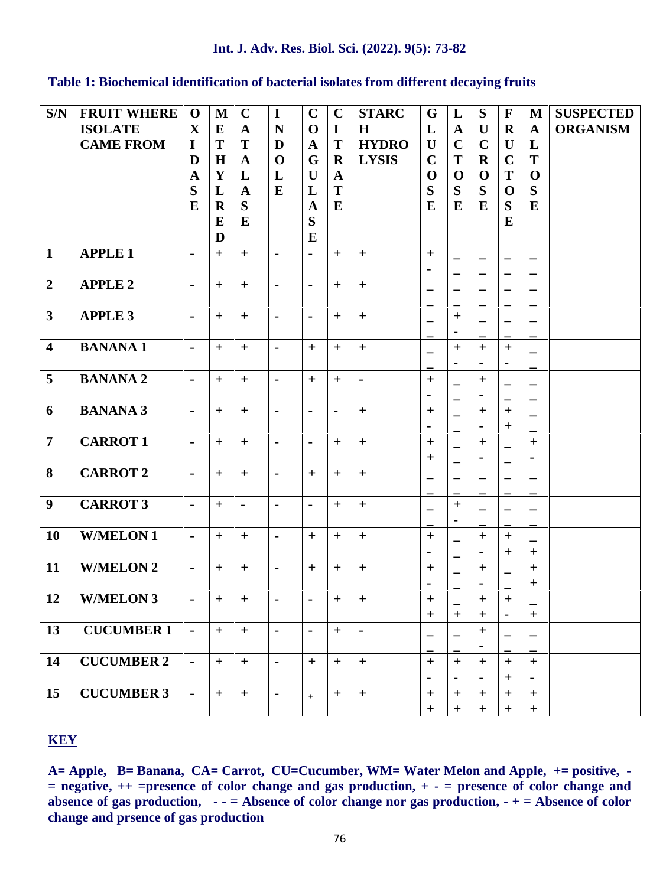**Table 1: Biochemical identification of bacterial isolates from different decaying fruits**

| S/N | FRUIT WHERE ISOLATE CAME FROM | OXIDASE | METHYL RED | CATALASE | INDOLE | COAGULASE | CITRATE | STARCH HYDROLYSIS | GLUCOSE | LACTOSE | SUCROSE | FRUCTOSE | MALTOSE | SUSPECTED ORGANISM |
|---|---|---|---|---|---|---|---|---|---|---|---|---|---|---|
| 1 | APPLE 1 | - | + | + | - | - | + | + | + - | – – | – – | – – | – – | |
| 2 | APPLE 2 | - | + | + | - | - | + | + | – – | – – | – – | – – | – – | |
| 3 | APPLE 3 | - | + | + | - | - | + | + | – – | + - | – – | – – | – – | |
| 4 | BANANA 1 | - | + | + | - | + | + | + | – – | + - | + - | + - | – – | |
| 5 | BANANA 2 | - | + | + | - | + | + | - | + - | – – | + - | – – | – – | |
| 6 | BANANA 3 | - | + | + | - | - | - | + | + - | – – | + - | + + | – – | |
| 7 | CARROT 1 | - | + | + | - | - | + | + | + + | – – | + - | – – | + - | |
| 8 | CARROT 2 | - | + | + | - | + | + | + | – – | – – | – – | – – | – – | |
| 9 | CARROT 3 | - | + | - | - | - | + | + | – – | + - | – – | – – | – – | |
| 10 | W/MELON 1 | - | + | + | - | + | + | + | + - | – – | + - | + + | – + | |
| 11 | W/MELON 2 | - | + | + | - | + | + | + | + - | – – | + - | – – | + + | |
| 12 | W/MELON 3 | - | + | + | - | - | + | + | + + | – + | + + | + - | – + | |
| 13 | CUCUMBER 1 | - | + | + | - | - | + | - | – – | – – | + - | – – | – – | |
| 14 | CUCUMBER 2 | - | + | + | - | + | + | + | + - | + - | + - | + + | + - | |
| 15 | CUCUMBER 3 | - | + | + | - | + | + | + | + + | + + | + + | + + | + + | |

**KEY**

**A= Apple, B= Banana, CA= Carrot, CU=Cucumber, WM= Water Melon and Apple, += positive, - = negative, ++ =presence of color change and gas production, + - = presence of color change and absence of gas production, - - = Absence of color change nor gas production, - + = Absence of color change and prsence of gas production**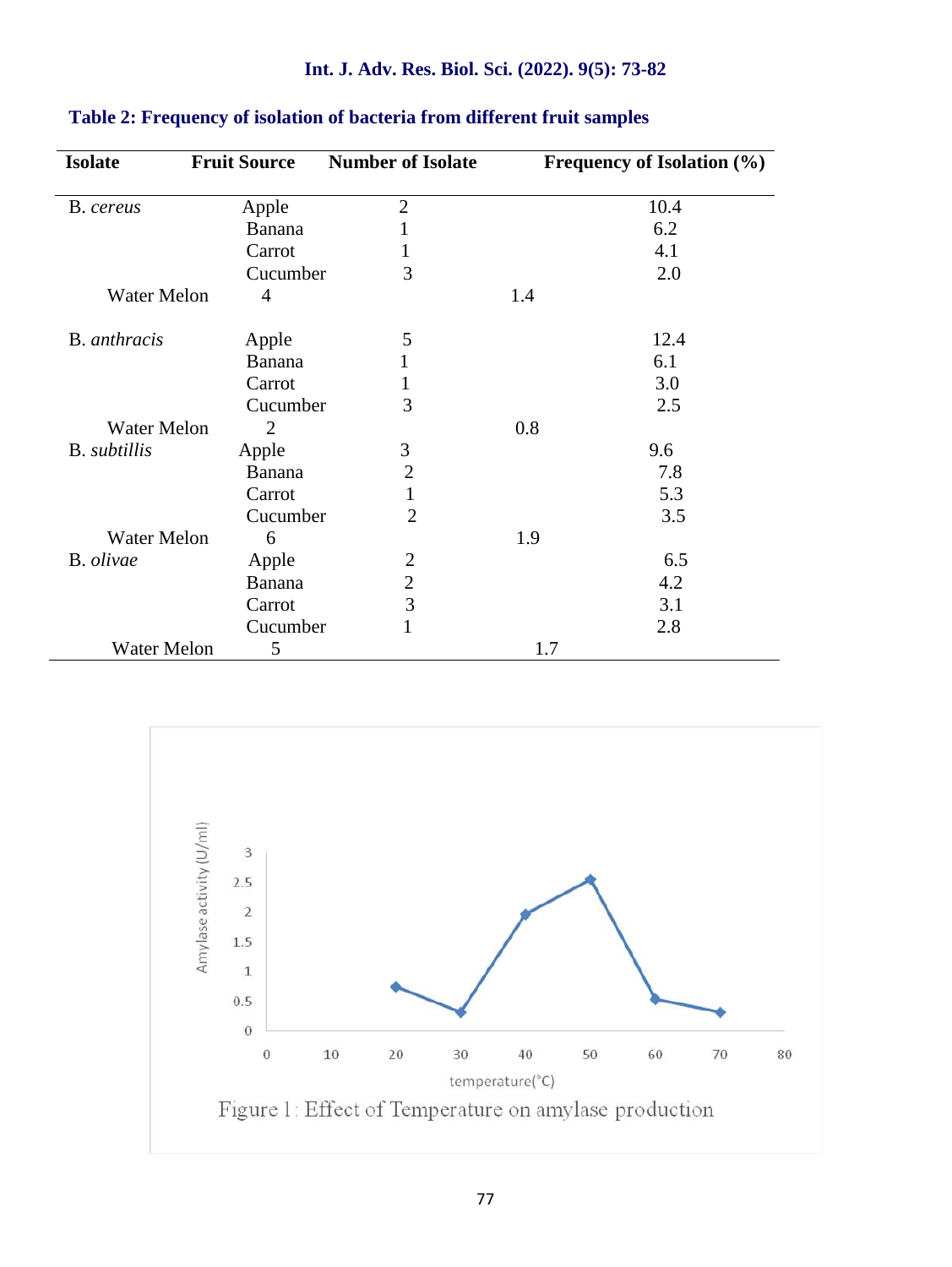**Table 2: Frequency of isolation of bacteria from different fruit samples**

| Isolate | Fruit Source | Number of Isolate | Frequency of Isolation (%) |
|---|---|---|---|
| B. *cereus* | Apple | 2 | 10.4 |
| | Banana | 1 | 6.2 |
| | Carrot | 1 | 4.1 |
| | Cucumber | 3 | 2.0 |
| | Water Melon | 4 | 1.4 |
| B. *anthracis* | Apple | 5 | 12.4 |
| | Banana | 1 | 6.1 |
| | Carrot | 1 | 3.0 |
| | Cucumber | 3 | 2.5 |
| | Water Melon | 2 | 0.8 |
| B. *subtillis* | Apple | 3 | 9.6 |
| | Banana | 2 | 7.8 |
| | Carrot | 1 | 5.3 |
| | Cucumber | 2 | 3.5 |
| | Water Melon | 6 | 1.9 |
| B. *olivae* | Apple | 2 | 6.5 |
| | Banana | 2 | 4.2 |
| | Carrot | 3 | 3.1 |
| | Cucumber | 1 | 2.8 |
| | Water Melon | 5 | 1.7 |

Amylase activity (U/ml)

3
2.5
2
1.5
1
0.5
0

0 10 20 30 40 50 60 70 80

temperature(°C)

Figure 1: Effect of Temperature on amylase production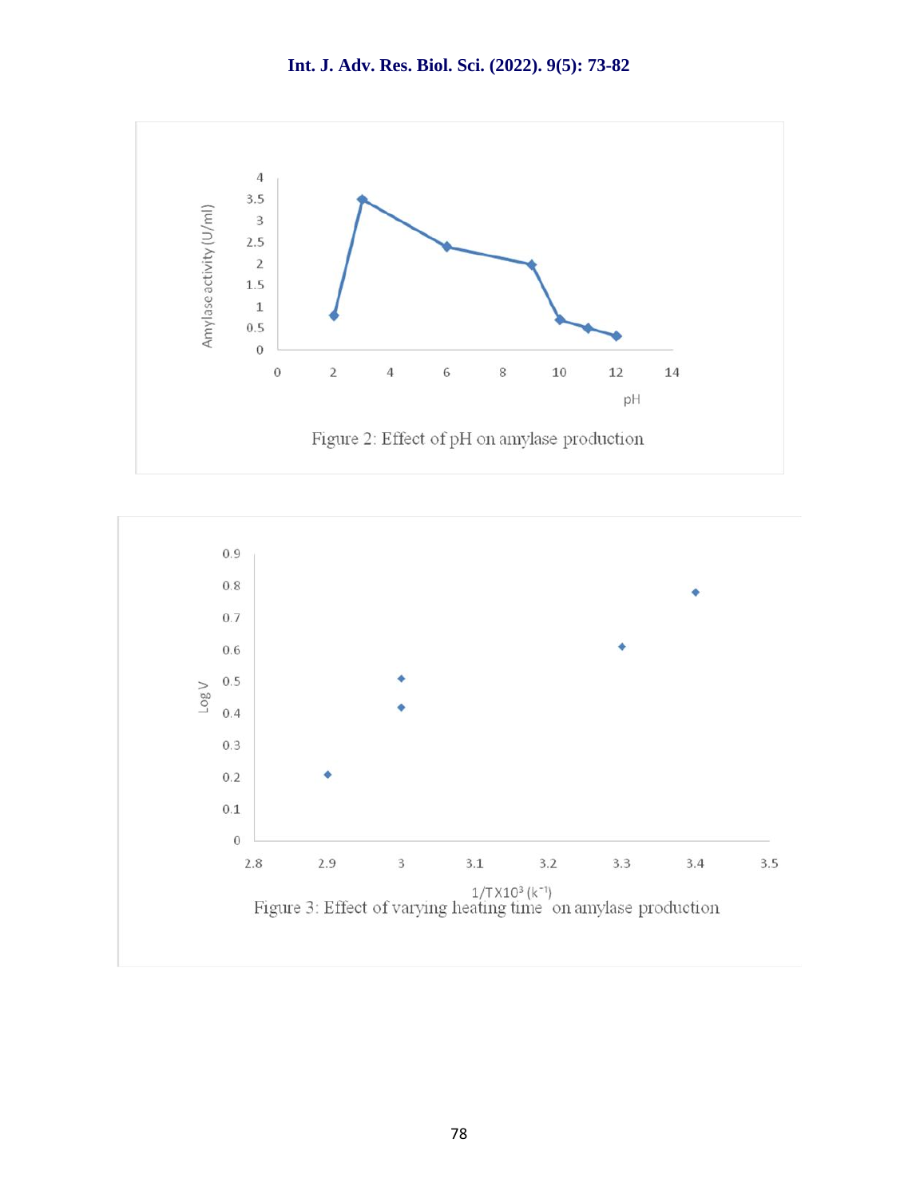Amylase activity (U/ml)

4
3.5
3
2.5
2
1.5
1
0.5
0

0 2 4 6 8 10 12 14

pH

Figure 2: Effect of pH on amylase production

Log V

0.9
0.8
0.7
0.6
0.5
0.4
0.3
0.2
0.1
0

2.8 2.9 3 3.1 3.2 3.3 3.4 3.5

$1/T X10^3 (k^{-1})$

Figure 3: Effect of varying heating time on amylase production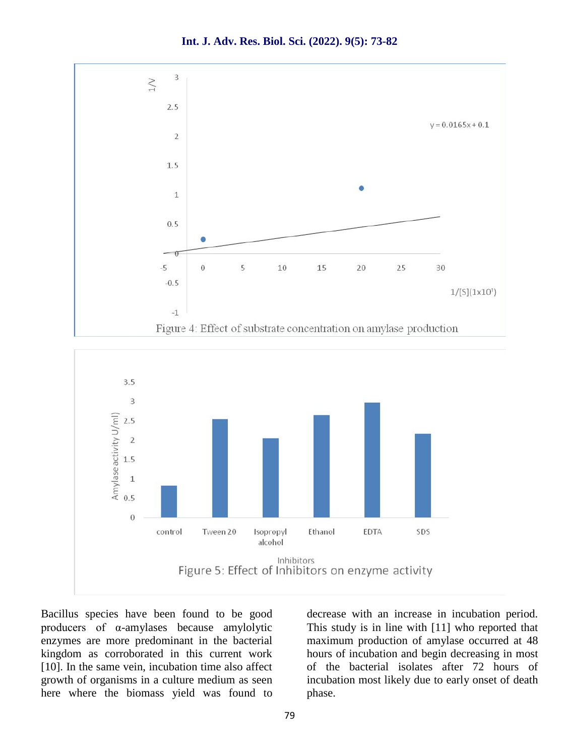1/V

3

2.5

2

1.5

1

0.5

0

-0.5

-1

-5 0 5 10 15 20 25 30

$y = 0.0165x + 0.1$

$1/[S](1\times10^{1})$

Figure 4: Effect of substrate concentration on amylase production

Amylase activity U/ml)

3.5

3

2.5

2

1.5

1

0.5

0

control Tween 20 Isopropyl alcohol Ethanol EDTA SDS

Inhibitors

Figure 5: Effect of Inhibitors on enzyme activity

Bacillus species have been found to be good producers of α-amylases because amylolytic enzymes are more predominant in the bacterial kingdom as corroborated in this current work [10]. In the same vein, incubation time also affect growth of organisms in a culture medium as seen here where the biomass yield was found to decrease with an increase in incubation period. This study is in line with [11] who reported that maximum production of amylase occurred at 48 hours of incubation and begin decreasing in most of the bacterial isolates after 72 hours of incubation most likely due to early onset of death phase.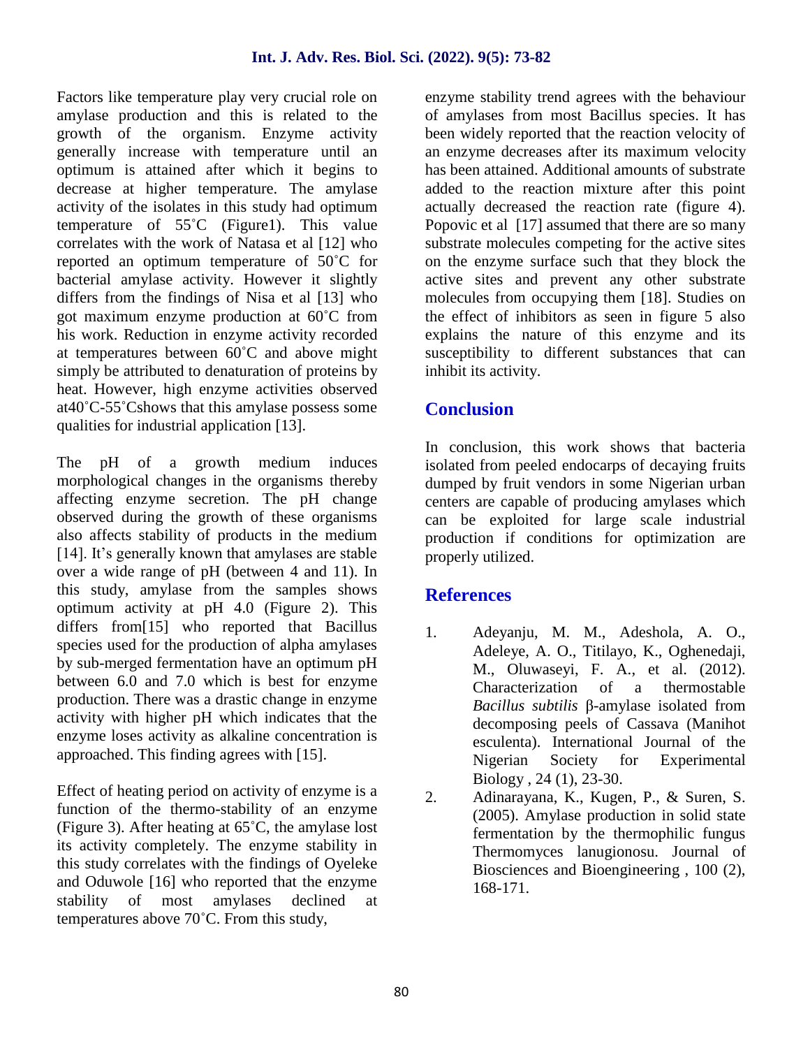Factors like temperature play very crucial role on amylase production and this is related to the growth of the organism. Enzyme activity generally increase with temperature until an optimum is attained after which it begins to decrease at higher temperature. The amylase activity of the isolates in this study had optimum temperature of 55˚C (Figure1). This value correlates with the work of Natasa et al [12] who reported an optimum temperature of 50˚C for bacterial amylase activity. However it slightly differs from the findings of Nisa et al [13] who got maximum enzyme production at 60˚C from his work. Reduction in enzyme activity recorded at temperatures between 60˚C and above might simply be attributed to denaturation of proteins by heat. However, high enzyme activities observed at40˚C-55˚Cshows that this amylase possess some qualities for industrial application [13].

The pH of a growth medium induces morphological changes in the organisms thereby affecting enzyme secretion. The pH change observed during the growth of these organisms also affects stability of products in the medium [14]. It's generally known that amylases are stable over a wide range of pH (between 4 and 11). In this study, amylase from the samples shows optimum activity at pH 4.0 (Figure 2). This differs from[15] who reported that Bacillus species used for the production of alpha amylases by sub-merged fermentation have an optimum pH between 6.0 and 7.0 which is best for enzyme production. There was a drastic change in enzyme activity with higher pH which indicates that the enzyme loses activity as alkaline concentration is approached. This finding agrees with [15].

Effect of heating period on activity of enzyme is a function of the thermo-stability of an enzyme (Figure 3). After heating at 65˚C, the amylase lost its activity completely. The enzyme stability in this study correlates with the findings of Oyeleke and Oduwole [16] who reported that the enzyme stability of most amylases declined at temperatures above 70˚C. From this study, enzyme stability trend agrees with the behaviour of amylases from most Bacillus species. It has been widely reported that the reaction velocity of an enzyme decreases after its maximum velocity has been attained. Additional amounts of substrate added to the reaction mixture after this point actually decreased the reaction rate (figure 4). Popovic et al [17] assumed that there are so many substrate molecules competing for the active sites on the enzyme surface such that they block the active sites and prevent any other substrate molecules from occupying them [18]. Studies on the effect of inhibitors as seen in figure 5 also explains the nature of this enzyme and its susceptibility to different substances that can inhibit its activity.

## Conclusion

In conclusion, this work shows that bacteria isolated from peeled endocarps of decaying fruits dumped by fruit vendors in some Nigerian urban centers are capable of producing amylases which can be exploited for large scale industrial production if conditions for optimization are properly utilized.

## References

1. Adeyanju, M. M., Adeshola, A. O., Adeleye, A. O., Titilayo, K., Oghenedaji, M., Oluwaseyi, F. A., et al. (2012). Characterization of a thermostable *Bacillus subtilis* β-amylase isolated from decomposing peels of Cassava (Manihot esculenta). International Journal of the Nigerian Society for Experimental Biology , 24 (1), 23-30.
2. Adinarayana, K., Kugen, P., & Suren, S. (2005). Amylase production in solid state fermentation by the thermophilic fungus Thermomyces lanugionosu. Journal of Biosciences and Bioengineering , 100 (2), 168-171.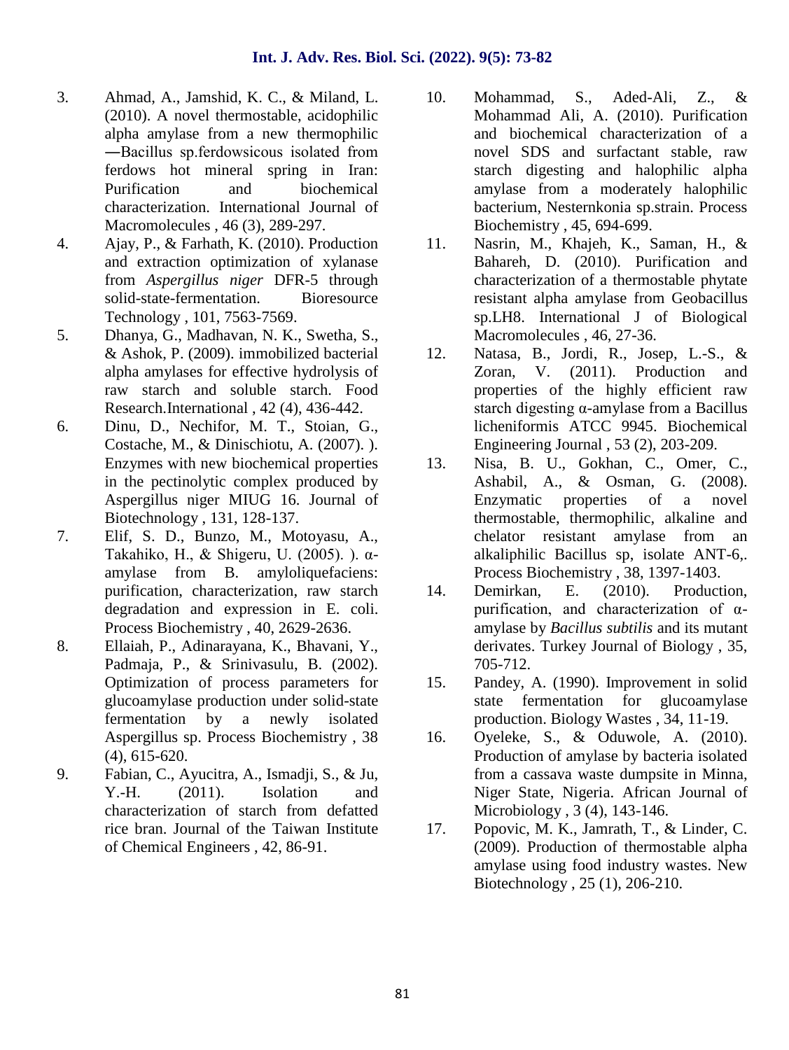3. Ahmad, A., Jamshid, K. C., & Miland, L. (2010). A novel thermostable, acidophilic alpha amylase from a new thermophilic ―Bacillus sp.ferdowsicous isolated from ferdows hot mineral spring in Iran: Purification and biochemical characterization. International Journal of Macromolecules , 46 (3), 289-297.
4. Ajay, P., & Farhath, K. (2010). Production and extraction optimization of xylanase from *Aspergillus niger* DFR-5 through solid-state-fermentation. Bioresource Technology , 101, 7563-7569.
5. Dhanya, G., Madhavan, N. K., Swetha, S., & Ashok, P. (2009). immobilized bacterial alpha amylases for effective hydrolysis of raw starch and soluble starch. Food Research.International , 42 (4), 436-442.
6. Dinu, D., Nechifor, M. T., Stoian, G., Costache, M., & Dinischiotu, A. (2007). ). Enzymes with new biochemical properties in the pectinolytic complex produced by Aspergillus niger MIUG 16. Journal of Biotechnology , 131, 128-137.
7. Elif, S. D., Bunzo, M., Motoyasu, A., Takahiko, H., & Shigeru, U. (2005). ). α-amylase from B. amyloliquefaciens: purification, characterization, raw starch degradation and expression in E. coli. Process Biochemistry , 40, 2629-2636.
8. Ellaiah, P., Adinarayana, K., Bhavani, Y., Padmaja, P., & Srinivasulu, B. (2002). Optimization of process parameters for glucoamylase production under solid-state fermentation by a newly isolated Aspergillus sp. Process Biochemistry , 38 (4), 615-620.
9. Fabian, C., Ayucitra, A., Ismadji, S., & Ju, Y.-H. (2011). Isolation and characterization of starch from defatted rice bran. Journal of the Taiwan Institute of Chemical Engineers , 42, 86-91.
10. Mohammad, S., Aded-Ali, Z., & Mohammad Ali, A. (2010). Purification and biochemical characterization of a novel SDS and surfactant stable, raw starch digesting and halophilic alpha amylase from a moderately halophilic bacterium, Nesternkonia sp.strain. Process Biochemistry , 45, 694-699.
11. Nasrin, M., Khajeh, K., Saman, H., & Bahareh, D. (2010). Purification and characterization of a thermostable phytate resistant alpha amylase from Geobacillus sp.LH8. International J of Biological Macromolecules , 46, 27-36.
12. Natasa, B., Jordi, R., Josep, L.-S., & Zoran, V. (2011). Production and properties of the highly efficient raw starch digesting α-amylase from a Bacillus licheniformis ATCC 9945. Biochemical Engineering Journal , 53 (2), 203-209.
13. Nisa, B. U., Gokhan, C., Omer, C., Ashabil, A., & Osman, G. (2008). Enzymatic properties of a novel thermostable, thermophilic, alkaline and chelator resistant amylase from an alkaliphilic Bacillus sp, isolate ANT-6,. Process Biochemistry , 38, 1397-1403.
14. Demirkan, E. (2010). Production, purification, and characterization of α-amylase by *Bacillus subtilis* and its mutant derivates. Turkey Journal of Biology , 35, 705-712.
15. Pandey, A. (1990). Improvement in solid state fermentation for glucoamylase production. Biology Wastes , 34, 11-19.
16. Oyeleke, S., & Oduwole, A. (2010). Production of amylase by bacteria isolated from a cassava waste dumpsite in Minna, Niger State, Nigeria. African Journal of Microbiology , 3 (4), 143-146.
17. Popovic, M. K., Jamrath, T., & Linder, C. (2009). Production of thermostable alpha amylase using food industry wastes. New Biotechnology , 25 (1), 206-210.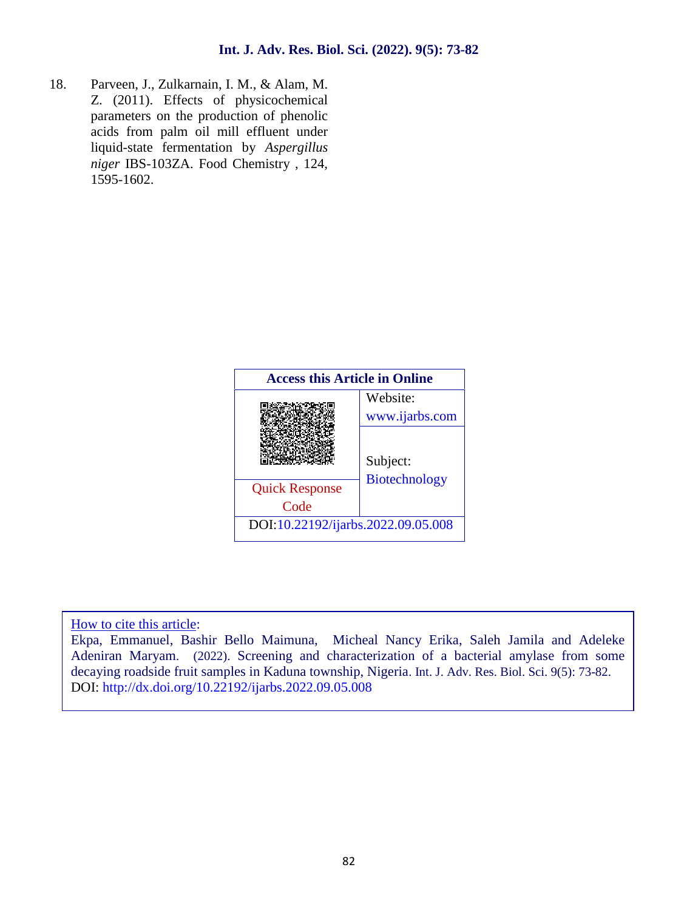18. Parveen, J., Zulkarnain, I. M., & Alam, M. Z. (2011). Effects of physicochemical parameters on the production of phenolic acids from palm oil mill effluent under liquid-state fermentation by *Aspergillus niger* IBS-103ZA. Food Chemistry , 124, 1595-1602.

| Access this Article in Online | |
|---|---|
| | Website: www.ijarbs.com |
| Quick Response Code | Subject: Biotechnology |
| DOI:10.22192/ijarbs.2022.09.05.008 | |

How to cite this article:
Ekpa, Emmanuel, Bashir Bello Maimuna, Micheal Nancy Erika, Saleh Jamila and Adeleke Adeniran Maryam. (2022). Screening and characterization of a bacterial amylase from some decaying roadside fruit samples in Kaduna township, Nigeria. Int. J. Adv. Res. Biol. Sci. 9(5): 73-82.
DOI: http://dx.doi.org/10.22192/ijarbs.2022.09.05.008